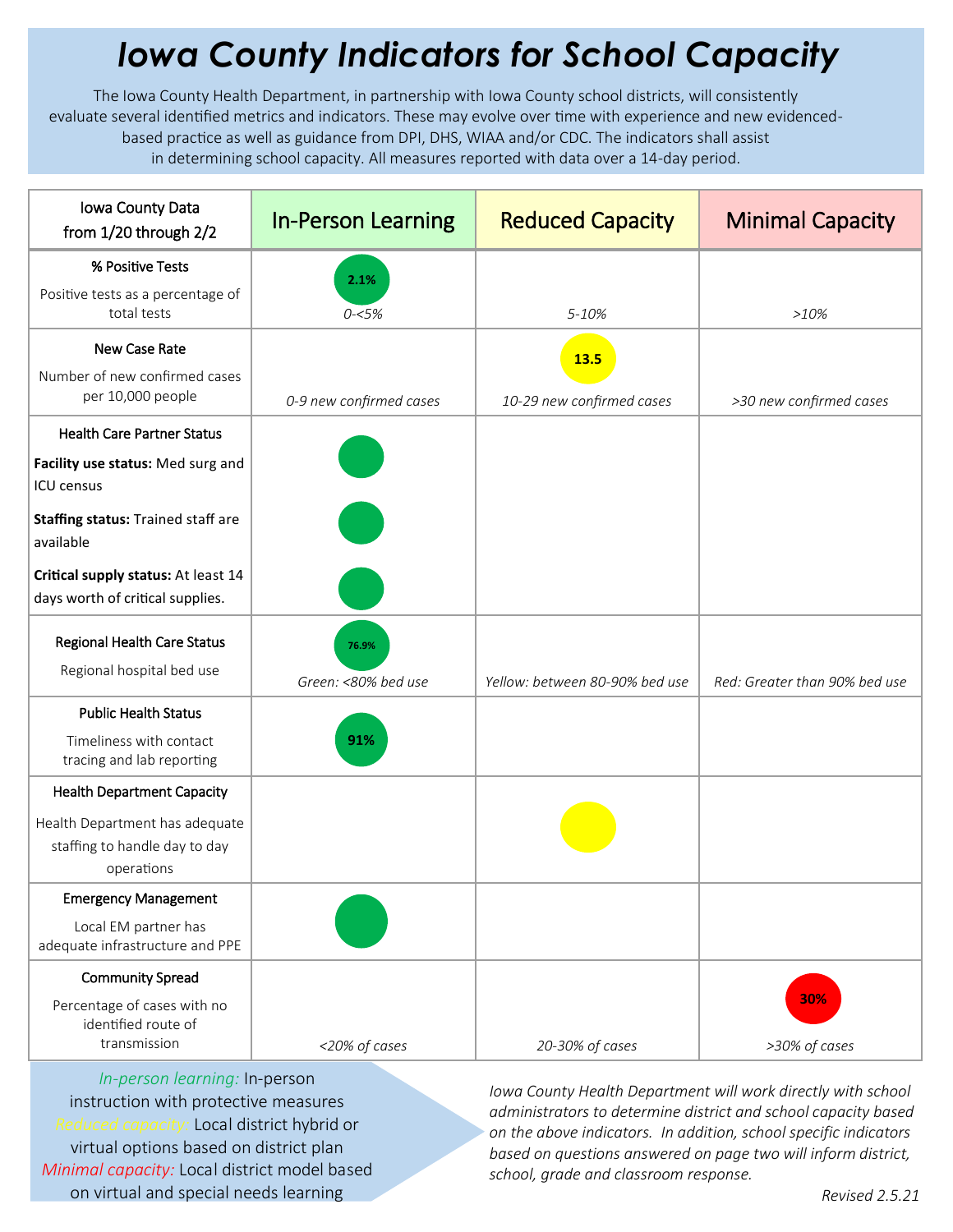# *Iowa County Indicators for School Capacity*

The Iowa County Health Department, in partnership with Iowa County school districts, will consistently evaluate several identified metrics and indicators. These may evolve over time with experience and new evidenced-based practice as well as guidance from DPI, DHS, WIAA and/or CDC. The indicators shall assist in determining school capacity. All measures reported with data over a 14-day period.

| Iowa County Data from 1/20 through 2/2 | In-Person Learning | Reduced Capacity | Minimal Capacity |
|---|---|---|---|
| **% Positive Tests**<br>Positive tests as a percentage of total tests | 2.1%<br>*0-<5%* | *5-10%* | *>10%* |
| **New Case Rate**<br>Number of new confirmed cases per 10,000 people | *0-9 new confirmed cases* | 13.5<br>*10-29 new confirmed cases* | *>30 new confirmed cases* |
| **Health Care Partner Status**<br>**Facility use status:** Med surg and ICU census | ● | | |
| **Staffing status:** Trained staff are available | ● | | |
| **Critical supply status:** At least 14 days worth of critical supplies. | ● | | |
| **Regional Health Care Status**<br>Regional hospital bed use | 76.9%<br>*Green: <80% bed use* | *Yellow: between 80-90% bed use* | *Red: Greater than 90% bed use* |
| **Public Health Status**<br>Timeliness with contact tracing and lab reporting | 91% | | |
| **Health Department Capacity**<br>Health Department has adequate staffing to handle day to day operations | | ● | |
| **Emergency Management**<br>Local EM partner has adequate infrastructure and PPE | ● | | |
| **Community Spread**<br>Percentage of cases with no identified route of transmission | *<20% of cases* | *20-30% of cases* | 30%<br>*>30% of cases* |

*In-person learning:* In-person instruction with protective measures
*Reduced capacity:* Local district hybrid or virtual options based on district plan
*Minimal capacity:* Local district model based on virtual and special needs learning

*Iowa County Health Department will work directly with school administrators to determine district and school capacity based on the above indicators. In addition, school specific indicators based on questions answered on page two will inform district, school, grade and classroom response.*

*Revised 2.5.21*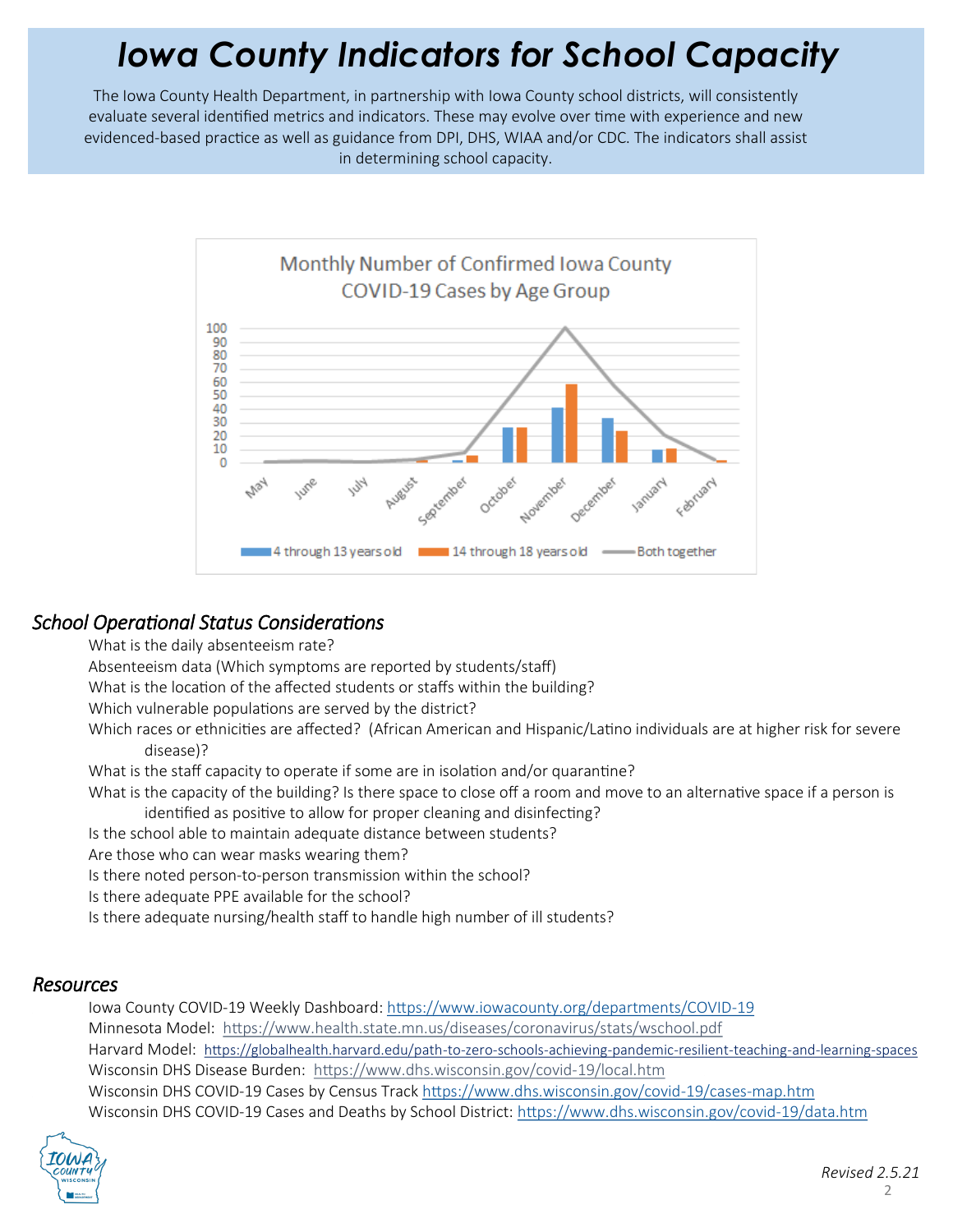# *Iowa County Indicators for School Capacity*

The Iowa County Health Department, in partnership with Iowa County school districts, will consistently evaluate several identified metrics and indicators. These may evolve over time with experience and new evidenced-based practice as well as guidance from DPI, DHS, WIAA and/or CDC. The indicators shall assist in determining school capacity.

Monthly Number of Confirmed Iowa County COVID-19 Cases by Age Group

100
90
80
70
60
50
40
30
20
10
0

May
June
July
August
September
October
November
December
January
February

4 through 13 years old
14 through 18 years old
Both together

## *School Operational Status Considerations*

What is the daily absenteeism rate?
Absenteeism data (Which symptoms are reported by students/staff)
What is the location of the affected students or staffs within the building?
Which vulnerable populations are served by the district?
Which races or ethnicities are affected? (African American and Hispanic/Latino individuals are at higher risk for severe disease)?
What is the staff capacity to operate if some are in isolation and/or quarantine?
What is the capacity of the building? Is there space to close off a room and move to an alternative space if a person is identified as positive to allow for proper cleaning and disinfecting?
Is the school able to maintain adequate distance between students?
Are those who can wear masks wearing them?
Is there noted person-to-person transmission within the school?
Is there adequate PPE available for the school?
Is there adequate nursing/health staff to handle high number of ill students?

## *Resources*

Iowa County COVID-19 Weekly Dashboard: https://www.iowacounty.org/departments/COVID-19
Minnesota Model: https://www.health.state.mn.us/diseases/coronavirus/stats/wschool.pdf
Harvard Model: https://globalhealth.harvard.edu/path-to-zero-schools-achieving-pandemic-resilient-teaching-and-learning-spaces
Wisconsin DHS Disease Burden: https://www.dhs.wisconsin.gov/covid-19/local.htm
Wisconsin DHS COVID-19 Cases by Census Track https://www.dhs.wisconsin.gov/covid-19/cases-map.htm
Wisconsin DHS COVID-19 Cases and Deaths by School District: https://www.dhs.wisconsin.gov/covid-19/data.htm

*Revised 2.5.21*